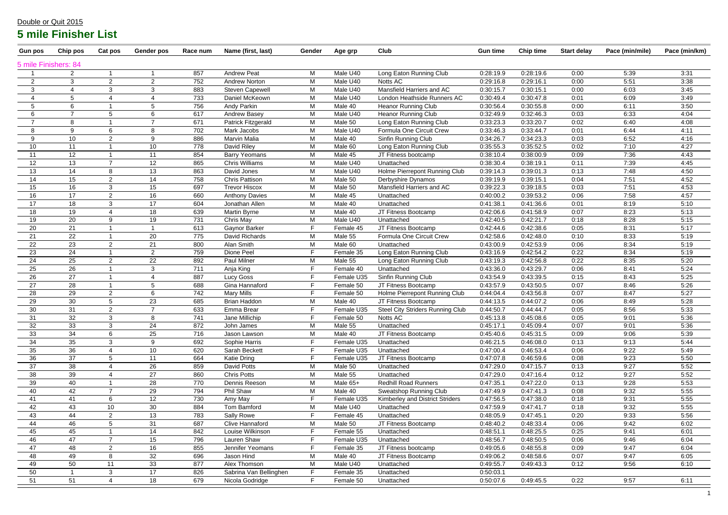Double or Quit 2015

# 5 mile Finisher List

| Gun pos | Chip pos | Cat pos | Gender pos | Race num | Name (first, last) | Gender | Age grp | Club | Gun time | Chip time | Start delay | Pace (min/mile) | Pace (min/km) |
|---|---|---|---|---|---|---|---|---|---|---|---|---|---|
| 5 mile Finishers: 84 | | | | | | | | | | | | | |
| 1 | 2 | 1 | 1 | 857 | Andrew Peat | M | Male U40 | Long Eaton Running Club | 0:28:19.9 | 0:28:19.6 | 0:00 | 5:39 | 3:31 |
| 2 | 3 | 2 | 2 | 752 | Andrew Norton | M | Male U40 | Notts AC | 0:29:16.8 | 0:29:16.1 | 0:00 | 5:51 | 3:38 |
| 3 | 4 | 3 | 3 | 883 | Steven Capewell | M | Male U40 | Mansfield Harriers and AC | 0:30:15.7 | 0:30:15.1 | 0:00 | 6:03 | 3:45 |
| 4 | 5 | 4 | 4 | 733 | Daniel McKeown | M | Male U40 | London Heathside Runners AC | 0:30:49.4 | 0:30:47.8 | 0:01 | 6:09 | 3:49 |
| 5 | 6 | 1 | 5 | 756 | Andy Parkin | M | Male 40 | Heanor Running Club | 0:30:56.4 | 0:30:55.8 | 0:00 | 6:11 | 3:50 |
| 6 | 7 | 5 | 6 | 617 | Andrew Basey | M | Male U40 | Heanor Running Club | 0:32:49.9 | 0:32:46.3 | 0:03 | 6:33 | 4:04 |
| 7 | 8 | 1 | 7 | 671 | Patrick Fitzgerald | M | Male 50 | Long Eaton Running Club | 0:33:23.3 | 0:33:20.7 | 0:02 | 6:40 | 4:08 |
| 8 | 9 | 6 | 8 | 702 | Mark Jacobs | M | Male U40 | Formula One Circuit Crew | 0:33:46.3 | 0:33:44.7 | 0:01 | 6:44 | 4:11 |
| 9 | 10 | 2 | 9 | 886 | Marvin Malia | M | Male 40 | Sinfin Running Club | 0:34:26.7 | 0:34:23.3 | 0:03 | 6:52 | 4:16 |
| 10 | 11 | 1 | 10 | 778 | David Riley | M | Male 60 | Long Eaton Running Club | 0:35:55.3 | 0:35:52.5 | 0:02 | 7:10 | 4:27 |
| 11 | 12 | 1 | 11 | 854 | Barry Yeomans | M | Male 45 | JT Fitness bootcamp | 0:38:10.4 | 0:38:00.9 | 0:09 | 7:36 | 4:43 |
| 12 | 13 | 7 | 12 | 865 | Chris Williams | M | Male U40 | Unattached | 0:38:30.4 | 0:38:19.1 | 0:11 | 7:39 | 4:45 |
| 13 | 14 | 8 | 13 | 863 | David Jones | M | Male U40 | Holme Pierrepont Running Club | 0:39:14.3 | 0:39:01.3 | 0:13 | 7:48 | 4:50 |
| 14 | 15 | 2 | 14 | 758 | Chris Pattison | M | Male 50 | Derbyshire Dynamos | 0:39:19.9 | 0:39:15.1 | 0:04 | 7:51 | 4:52 |
| 15 | 16 | 3 | 15 | 697 | Trevor Hiscox | M | Male 50 | Mansfield Harriers and AC | 0:39:22.3 | 0:39:18.5 | 0:03 | 7:51 | 4:53 |
| 16 | 17 | 2 | 16 | 660 | Anthony Davies | M | Male 45 | Unattached | 0:40:00.2 | 0:39:53.2 | 0:06 | 7:58 | 4:57 |
| 17 | 18 | 3 | 17 | 604 | Jonathan Allen | M | Male 40 | Unattached | 0:41:38.1 | 0:41:36.6 | 0:01 | 8:19 | 5:10 |
| 18 | 19 | 4 | 18 | 639 | Martin Byrne | M | Male 40 | JT Fitness Bootcamp | 0:42:06.6 | 0:41:58.9 | 0:07 | 8:23 | 5:13 |
| 19 | 20 | 9 | 19 | 731 | Chris May | M | Male U40 | Unattached | 0:42:40.5 | 0:42:21.7 | 0:18 | 8:28 | 5:15 |
| 20 | 21 | 1 | 1 | 613 | Gaynor Barker | F | Female 45 | JT Fitness Bootcamp | 0:42:44.6 | 0:42:38.6 | 0:05 | 8:31 | 5:17 |
| 21 | 22 | 1 | 20 | 775 | David Richards | M | Male 55 | Formula One Circuit Crew | 0:42:58.6 | 0:42:48.0 | 0:10 | 8:33 | 5:19 |
| 22 | 23 | 2 | 21 | 800 | Alan Smith | M | Male 60 | Unattached | 0:43:00.9 | 0:42:53.9 | 0:06 | 8:34 | 5:19 |
| 23 | 24 | 1 | 2 | 759 | Dione Peel | F | Female 35 | Long Eaton Running Club | 0:43:16.9 | 0:42:54.2 | 0:22 | 8:34 | 5:19 |
| 24 | 25 | 2 | 22 | 892 | Paul Milner | M | Male 55 | Long Eaton Running Club | 0:43:19.3 | 0:42:56.8 | 0:22 | 8:35 | 5:20 |
| 25 | 26 | 1 | 3 | 711 | Anja King | F | Female 40 | Unattached | 0:43:36.0 | 0:43:29.7 | 0:06 | 8:41 | 5:24 |
| 26 | 27 | 1 | 4 | 887 | Lucy Goss | F | Female U35 | Sinfin Running Club | 0:43:54.9 | 0:43:39.5 | 0:15 | 8:43 | 5:25 |
| 27 | 28 | 1 | 5 | 688 | Gina Hannaford | F | Female 50 | JT Fitness Bootcamp | 0:43:57.9 | 0:43:50.5 | 0:07 | 8:46 | 5:26 |
| 28 | 29 | 2 | 6 | 742 | Mary Mills | F | Female 50 | Holme Pierrepont Running Club | 0:44:04.4 | 0:43:56.8 | 0:07 | 8:47 | 5:27 |
| 29 | 30 | 5 | 23 | 685 | Brian Haddon | M | Male 40 | JT Fitness Bootcamp | 0:44:13.5 | 0:44:07.2 | 0:06 | 8:49 | 5:28 |
| 30 | 31 | 2 | 7 | 633 | Emma Brear | F | Female U35 | Steel City Striders Running Club | 0:44:50.7 | 0:44:44.7 | 0:05 | 8:56 | 5:33 |
| 31 | 32 | 3 | 8 | 741 | Jane Millichip | F | Female 50 | Notts AC | 0:45:13.8 | 0:45:08.6 | 0:05 | 9:01 | 5:36 |
| 32 | 33 | 3 | 24 | 872 | John James | M | Male 55 | Unattached | 0:45:17.1 | 0:45:09.4 | 0:07 | 9:01 | 5:36 |
| 33 | 34 | 6 | 25 | 716 | Jason Lawson | M | Male 40 | JT Fitness Bootcamp | 0:45:40.6 | 0:45:31.5 | 0:09 | 9:06 | 5:39 |
| 34 | 35 | 3 | 9 | 692 | Sophie Harris | F | Female U35 | Unattached | 0:46:21.5 | 0:46:08.0 | 0:13 | 9:13 | 5:44 |
| 35 | 36 | 4 | 10 | 620 | Sarah Beckett | F | Female U35 | Unattached | 0:47:00.4 | 0:46:53.4 | 0:06 | 9:22 | 5:49 |
| 36 | 37 | 5 | 11 | 664 | Katie Dring | F | Female U35 | JT Fitness Bootcamp | 0:47:07.8 | 0:46:59.6 | 0:08 | 9:23 | 5:50 |
| 37 | 38 | 4 | 26 | 859 | David Potts | M | Male 50 | Unattached | 0:47:29.0 | 0:47:15.7 | 0:13 | 9:27 | 5:52 |
| 38 | 39 | 4 | 27 | 860 | Chris Potts | M | Male 55 | Unattached | 0:47:29.0 | 0:47:16.4 | 0:12 | 9:27 | 5:52 |
| 39 | 40 | 1 | 28 | 770 | Dennis Reeson | M | Male 65+ | Redhill Road Runners | 0:47:35.1 | 0:47:22.0 | 0:13 | 9:28 | 5:53 |
| 40 | 42 | 7 | 29 | 794 | Phil Shaw | M | Male 40 | Sweatshop Running Club | 0:47:49.9 | 0:47:41.3 | 0:08 | 9:32 | 5:55 |
| 41 | 41 | 6 | 12 | 730 | Amy May | F | Female U35 | Kimberley and District Striders | 0:47:56.5 | 0:47:38.0 | 0:18 | 9:31 | 5:55 |
| 42 | 43 | 10 | 30 | 884 | Tom Bamford | M | Male U40 | Unattached | 0:47:59.9 | 0:47:41.7 | 0:18 | 9:32 | 5:55 |
| 43 | 44 | 2 | 13 | 783 | Sally Rowe | F | Female 45 | Unattached | 0:48:05.9 | 0:47:45.1 | 0:20 | 9:33 | 5:56 |
| 44 | 46 | 5 | 31 | 687 | Clive Hannaford | M | Male 50 | JT Fitness Bootcamp | 0:48:40.2 | 0:48:33.4 | 0:06 | 9:42 | 6:02 |
| 45 | 45 | 1 | 14 | 842 | Louise Wilkinson | F | Female 55 | Unattached | 0:48:51.1 | 0:48:25.5 | 0:25 | 9:41 | 6:01 |
| 46 | 47 | 7 | 15 | 796 | Lauren Shaw | F | Female U35 | Unattached | 0:48:56.7 | 0:48:50.5 | 0:06 | 9:46 | 6:04 |
| 47 | 48 | 2 | 16 | 855 | Jennifer Yeomans | F | Female 35 | JT Fitness bootcamp | 0:49:05.6 | 0:48:55.8 | 0:09 | 9:47 | 6:04 |
| 48 | 49 | 8 | 32 | 696 | Jason Hind | M | Male 40 | JT Fitness Bootcamp | 0:49:06.2 | 0:48:58.6 | 0:07 | 9:47 | 6:05 |
| 49 | 50 | 11 | 33 | 877 | Alex Thomson | M | Male U40 | Unattached | 0:49:55.7 | 0:49:43.3 | 0:12 | 9:56 | 6:10 |
| 50 | 1 | 3 | 17 | 826 | Sabrina Van Bellinghen | F | Female 35 | Unattached | 0:50:03.1 | | | | |
| 51 | 51 | 4 | 18 | 679 | Nicola Godridge | F | Female 50 | Unattached | 0:50:07.6 | 0:49:45.5 | 0:22 | 9:57 | 6:11 |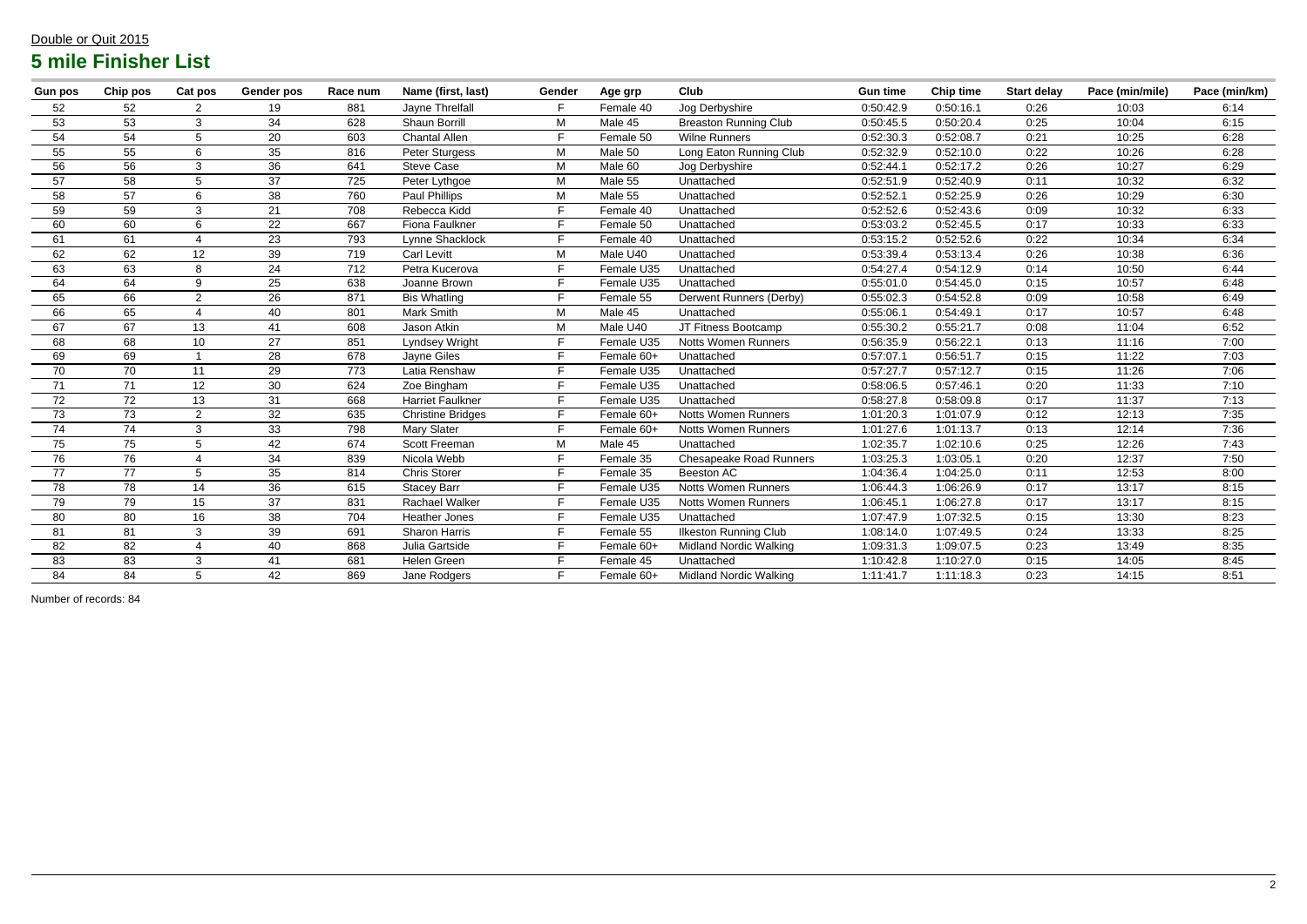Double or Quit 2015

## 5 mile Finisher List

| Gun pos | Chip pos | Cat pos | Gender pos | Race num | Name (first, last) | Gender | Age grp | Club | Gun time | Chip time | Start delay | Pace (min/mile) | Pace (min/km) |
|---|---|---|---|---|---|---|---|---|---|---|---|---|---|
| 52 | 52 | 2 | 19 | 881 | Jayne Threlfall | F | Female 40 | Jog Derbyshire | 0:50:42.9 | 0:50:16.1 | 0:26 | 10:03 | 6:14 |
| 53 | 53 | 3 | 34 | 628 | Shaun Borrill | M | Male 45 | Breaston Running Club | 0:50:45.5 | 0:50:20.4 | 0:25 | 10:04 | 6:15 |
| 54 | 54 | 5 | 20 | 603 | Chantal Allen | F | Female 50 | Wilne Runners | 0:52:30.3 | 0:52:08.7 | 0:21 | 10:25 | 6:28 |
| 55 | 55 | 6 | 35 | 816 | Peter Sturgess | M | Male 50 | Long Eaton Running Club | 0:52:32.9 | 0:52:10.0 | 0:22 | 10:26 | 6:28 |
| 56 | 56 | 3 | 36 | 641 | Steve Case | M | Male 60 | Jog Derbyshire | 0:52:44.1 | 0:52:17.2 | 0:26 | 10:27 | 6:29 |
| 57 | 58 | 5 | 37 | 725 | Peter Lythgoe | M | Male 55 | Unattached | 0:52:51.9 | 0:52:40.9 | 0:11 | 10:32 | 6:32 |
| 58 | 57 | 6 | 38 | 760 | Paul Phillips | M | Male 55 | Unattached | 0:52:52.1 | 0:52:25.9 | 0:26 | 10:29 | 6:30 |
| 59 | 59 | 3 | 21 | 708 | Rebecca Kidd | F | Female 40 | Unattached | 0:52:52.6 | 0:52:43.6 | 0:09 | 10:32 | 6:33 |
| 60 | 60 | 6 | 22 | 667 | Fiona Faulkner | F | Female 50 | Unattached | 0:53:03.2 | 0:52:45.5 | 0:17 | 10:33 | 6:33 |
| 61 | 61 | 4 | 23 | 793 | Lynne Shacklock | F | Female 40 | Unattached | 0:53:15.2 | 0:52:52.6 | 0:22 | 10:34 | 6:34 |
| 62 | 62 | 12 | 39 | 719 | Carl Levitt | M | Male U40 | Unattached | 0:53:39.4 | 0:53:13.4 | 0:26 | 10:38 | 6:36 |
| 63 | 63 | 8 | 24 | 712 | Petra Kucerova | F | Female U35 | Unattached | 0:54:27.4 | 0:54:12.9 | 0:14 | 10:50 | 6:44 |
| 64 | 64 | 9 | 25 | 638 | Joanne Brown | F | Female U35 | Unattached | 0:55:01.0 | 0:54:45.0 | 0:15 | 10:57 | 6:48 |
| 65 | 66 | 2 | 26 | 871 | Bis Whatling | F | Female 55 | Derwent Runners (Derby) | 0:55:02.3 | 0:54:52.8 | 0:09 | 10:58 | 6:49 |
| 66 | 65 | 4 | 40 | 801 | Mark Smith | M | Male 45 | Unattached | 0:55:06.1 | 0:54:49.1 | 0:17 | 10:57 | 6:48 |
| 67 | 67 | 13 | 41 | 608 | Jason Atkin | M | Male U40 | JT Fitness Bootcamp | 0:55:30.2 | 0:55:21.7 | 0:08 | 11:04 | 6:52 |
| 68 | 68 | 10 | 27 | 851 | Lyndsey Wright | F | Female U35 | Notts Women Runners | 0:56:35.9 | 0:56:22.1 | 0:13 | 11:16 | 7:00 |
| 69 | 69 | 1 | 28 | 678 | Jayne Giles | F | Female 60+ | Unattached | 0:57:07.1 | 0:56:51.7 | 0:15 | 11:22 | 7:03 |
| 70 | 70 | 11 | 29 | 773 | Latia Renshaw | F | Female U35 | Unattached | 0:57:27.7 | 0:57:12.7 | 0:15 | 11:26 | 7:06 |
| 71 | 71 | 12 | 30 | 624 | Zoe Bingham | F | Female U35 | Unattached | 0:58:06.5 | 0:57:46.1 | 0:20 | 11:33 | 7:10 |
| 72 | 72 | 13 | 31 | 668 | Harriet Faulkner | F | Female U35 | Unattached | 0:58:27.8 | 0:58:09.8 | 0:17 | 11:37 | 7:13 |
| 73 | 73 | 2 | 32 | 635 | Christine Bridges | F | Female 60+ | Notts Women Runners | 1:01:20.3 | 1:01:07.9 | 0:12 | 12:13 | 7:35 |
| 74 | 74 | 3 | 33 | 798 | Mary Slater | F | Female 60+ | Notts Women Runners | 1:01:27.6 | 1:01:13.7 | 0:13 | 12:14 | 7:36 |
| 75 | 75 | 5 | 42 | 674 | Scott Freeman | M | Male 45 | Unattached | 1:02:35.7 | 1:02:10.6 | 0:25 | 12:26 | 7:43 |
| 76 | 76 | 4 | 34 | 839 | Nicola Webb | F | Female 35 | Chesapeake Road Runners | 1:03:25.3 | 1:03:05.1 | 0:20 | 12:37 | 7:50 |
| 77 | 77 | 5 | 35 | 814 | Chris Storer | F | Female 35 | Beeston AC | 1:04:36.4 | 1:04:25.0 | 0:11 | 12:53 | 8:00 |
| 78 | 78 | 14 | 36 | 615 | Stacey Barr | F | Female U35 | Notts Women Runners | 1:06:44.3 | 1:06:26.9 | 0:17 | 13:17 | 8:15 |
| 79 | 79 | 15 | 37 | 831 | Rachael Walker | F | Female U35 | Notts Women Runners | 1:06:45.1 | 1:06:27.8 | 0:17 | 13:17 | 8:15 |
| 80 | 80 | 16 | 38 | 704 | Heather Jones | F | Female U35 | Unattached | 1:07:47.9 | 1:07:32.5 | 0:15 | 13:30 | 8:23 |
| 81 | 81 | 3 | 39 | 691 | Sharon Harris | F | Female 55 | Ilkeston Running Club | 1:08:14.0 | 1:07:49.5 | 0:24 | 13:33 | 8:25 |
| 82 | 82 | 4 | 40 | 868 | Julia Gartside | F | Female 60+ | Midland Nordic Walking | 1:09:31.3 | 1:09:07.5 | 0:23 | 13:49 | 8:35 |
| 83 | 83 | 3 | 41 | 681 | Helen Green | F | Female 45 | Unattached | 1:10:42.8 | 1:10:27.0 | 0:15 | 14:05 | 8:45 |
| 84 | 84 | 5 | 42 | 869 | Jane Rodgers | F | Female 60+ | Midland Nordic Walking | 1:11:41.7 | 1:11:18.3 | 0:23 | 14:15 | 8:51 |

Number of records: 84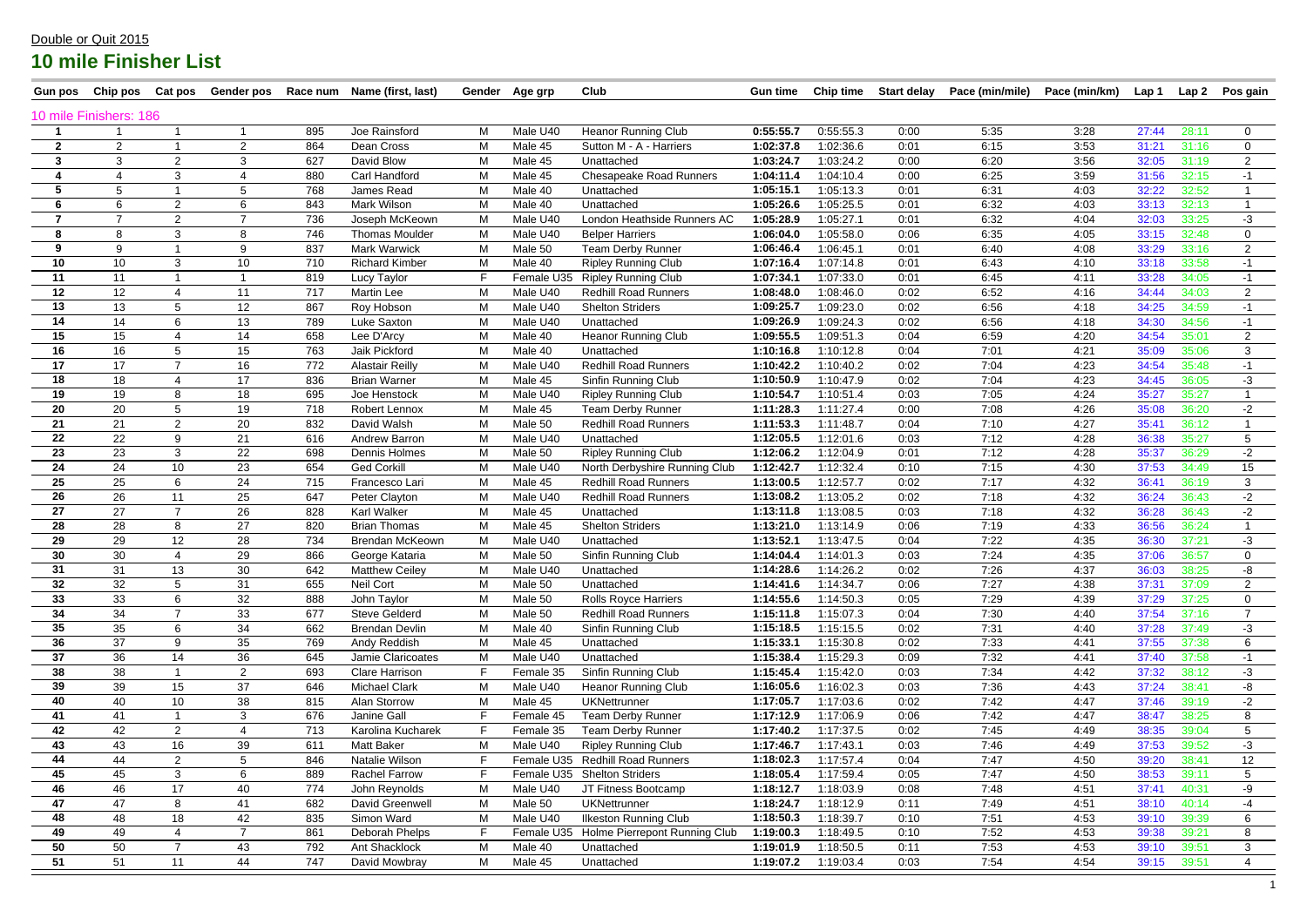Double or Quit 2015

# 10 mile Finisher List

| Gun pos | Chip pos | Cat pos | Gender pos | Race num | Name (first, last) | Gender | Age grp | Club | Gun time | Chip time | Start delay | Pace (min/mile) | Pace (min/km) | Lap 1 | Lap 2 | Pos gain |
|---|---|---|---|---|---|---|---|---|---|---|---|---|---|---|---|---|
| 10 mile Finishers: 186 | | | | | | | | | | | | | | | | |
| 1 | 1 | 1 | 1 | 895 | Joe Rainsford | M | Male U40 | Heanor Running Club | 0:55:55.7 | 0:55:55.3 | 0:00 | 5:35 | 3:28 | 27:44 | 28:11 | 0 |
| 2 | 2 | 1 | 2 | 864 | Dean Cross | M | Male 45 | Sutton M - A - Harriers | 1:02:37.8 | 1:02:36.6 | 0:01 | 6:15 | 3:53 | 31:21 | 31:16 | 0 |
| 3 | 3 | 2 | 3 | 627 | David Blow | M | Male 45 | Unattached | 1:03:24.7 | 1:03:24.2 | 0:00 | 6:20 | 3:56 | 32:05 | 31:19 | 2 |
| 4 | 4 | 3 | 4 | 880 | Carl Handford | M | Male 45 | Chesapeake Road Runners | 1:04:11.4 | 1:04:10.4 | 0:00 | 6:25 | 3:59 | 31:56 | 32:15 | -1 |
| 5 | 5 | 1 | 5 | 768 | James Read | M | Male 40 | Unattached | 1:05:15.1 | 1:05:13.3 | 0:01 | 6:31 | 4:03 | 32:22 | 32:52 | 1 |
| 6 | 6 | 2 | 6 | 843 | Mark Wilson | M | Male 40 | Unattached | 1:05:26.6 | 1:05:25.5 | 0:01 | 6:32 | 4:03 | 33:13 | 32:13 | 1 |
| 7 | 7 | 2 | 7 | 736 | Joseph McKeown | M | Male U40 | London Heathside Runners AC | 1:05:28.9 | 1:05:27.1 | 0:01 | 6:32 | 4:04 | 32:03 | 33:25 | -3 |
| 8 | 8 | 3 | 8 | 746 | Thomas Moulder | M | Male U40 | Belper Harriers | 1:06:04.0 | 1:05:58.0 | 0:06 | 6:35 | 4:05 | 33:15 | 32:48 | 0 |
| 9 | 9 | 1 | 9 | 837 | Mark Warwick | M | Male 50 | Team Derby Runner | 1:06:46.4 | 1:06:45.1 | 0:01 | 6:40 | 4:08 | 33:29 | 33:16 | 2 |
| 10 | 10 | 3 | 10 | 710 | Richard Kimber | M | Male 40 | Ripley Running Club | 1:07:16.4 | 1:07:14.8 | 0:01 | 6:43 | 4:10 | 33:18 | 33:58 | -1 |
| 11 | 11 | 1 | 1 | 819 | Lucy Taylor | F | Female U35 | Ripley Running Club | 1:07:34.1 | 1:07:33.0 | 0:01 | 6:45 | 4:11 | 33:28 | 34:05 | -1 |
| 12 | 12 | 4 | 11 | 717 | Martin Lee | M | Male U40 | Redhill Road Runners | 1:08:48.0 | 1:08:46.0 | 0:02 | 6:52 | 4:16 | 34:44 | 34:03 | 2 |
| 13 | 13 | 5 | 12 | 867 | Roy Hobson | M | Male U40 | Shelton Striders | 1:09:25.7 | 1:09:23.0 | 0:02 | 6:56 | 4:18 | 34:25 | 34:59 | -1 |
| 14 | 14 | 6 | 13 | 789 | Luke Saxton | M | Male U40 | Unattached | 1:09:26.9 | 1:09:24.3 | 0:02 | 6:56 | 4:18 | 34:30 | 34:56 | -1 |
| 15 | 15 | 4 | 14 | 658 | Lee D'Arcy | M | Male 40 | Heanor Running Club | 1:09:55.5 | 1:09:51.3 | 0:04 | 6:59 | 4:20 | 34:54 | 35:01 | 2 |
| 16 | 16 | 5 | 15 | 763 | Jaik Pickford | M | Male 40 | Unattached | 1:10:16.8 | 1:10:12.8 | 0:04 | 7:01 | 4:21 | 35:09 | 35:06 | 3 |
| 17 | 17 | 7 | 16 | 772 | Alastair Reilly | M | Male U40 | Redhill Road Runners | 1:10:42.2 | 1:10:40.2 | 0:02 | 7:04 | 4:23 | 34:54 | 35:48 | -1 |
| 18 | 18 | 4 | 17 | 836 | Brian Warner | M | Male 45 | Sinfin Running Club | 1:10:50.9 | 1:10:47.9 | 0:02 | 7:04 | 4:23 | 34:45 | 36:05 | -3 |
| 19 | 19 | 8 | 18 | 695 | Joe Henstock | M | Male U40 | Ripley Running Club | 1:10:54.7 | 1:10:51.4 | 0:03 | 7:05 | 4:24 | 35:27 | 35:27 | 1 |
| 20 | 20 | 5 | 19 | 718 | Robert Lennox | M | Male 45 | Team Derby Runner | 1:11:28.3 | 1:11:27.4 | 0:00 | 7:08 | 4:26 | 35:08 | 36:20 | -2 |
| 21 | 21 | 2 | 20 | 832 | David Walsh | M | Male 50 | Redhill Road Runners | 1:11:53.3 | 1:11:48.7 | 0:04 | 7:10 | 4:27 | 35:41 | 36:12 | 1 |
| 22 | 22 | 9 | 21 | 616 | Andrew Barron | M | Male U40 | Unattached | 1:12:05.5 | 1:12:01.6 | 0:03 | 7:12 | 4:28 | 36:38 | 35:27 | 5 |
| 23 | 23 | 3 | 22 | 698 | Dennis Holmes | M | Male 50 | Ripley Running Club | 1:12:06.2 | 1:12:04.9 | 0:01 | 7:12 | 4:28 | 35:37 | 36:29 | -2 |
| 24 | 24 | 10 | 23 | 654 | Ged Corkill | M | Male U40 | North Derbyshire Running Club | 1:12:42.7 | 1:12:32.4 | 0:10 | 7:15 | 4:30 | 37:53 | 34:49 | 15 |
| 25 | 25 | 6 | 24 | 715 | Francesco Lari | M | Male 45 | Redhill Road Runners | 1:13:00.5 | 1:12:57.7 | 0:02 | 7:17 | 4:32 | 36:41 | 36:19 | 3 |
| 26 | 26 | 11 | 25 | 647 | Peter Clayton | M | Male U40 | Redhill Road Runners | 1:13:08.2 | 1:13:05.2 | 0:02 | 7:18 | 4:32 | 36:24 | 36:43 | -2 |
| 27 | 27 | 7 | 26 | 828 | Karl Walker | M | Male 45 | Unattached | 1:13:11.8 | 1:13:08.5 | 0:03 | 7:18 | 4:32 | 36:28 | 36:43 | -2 |
| 28 | 28 | 8 | 27 | 820 | Brian Thomas | M | Male 45 | Shelton Striders | 1:13:21.0 | 1:13:14.9 | 0:06 | 7:19 | 4:33 | 36:56 | 36:24 | 1 |
| 29 | 29 | 12 | 28 | 734 | Brendan McKeown | M | Male U40 | Unattached | 1:13:52.1 | 1:13:47.5 | 0:04 | 7:22 | 4:35 | 36:30 | 37:21 | -3 |
| 30 | 30 | 4 | 29 | 866 | George Kataria | M | Male 50 | Sinfin Running Club | 1:14:04.4 | 1:14:01.3 | 0:03 | 7:24 | 4:35 | 37:06 | 36:57 | 0 |
| 31 | 31 | 13 | 30 | 642 | Matthew Ceiley | M | Male U40 | Unattached | 1:14:28.6 | 1:14:26.2 | 0:02 | 7:26 | 4:37 | 36:03 | 38:25 | -8 |
| 32 | 32 | 5 | 31 | 655 | Neil Cort | M | Male 50 | Unattached | 1:14:41.6 | 1:14:34.7 | 0:06 | 7:27 | 4:38 | 37:31 | 37:09 | 2 |
| 33 | 33 | 6 | 32 | 888 | John Taylor | M | Male 50 | Rolls Royce Harriers | 1:14:55.6 | 1:14:50.3 | 0:05 | 7:29 | 4:39 | 37:29 | 37:25 | 0 |
| 34 | 34 | 7 | 33 | 677 | Steve Gelderd | M | Male 50 | Redhill Road Runners | 1:15:11.8 | 1:15:07.3 | 0:04 | 7:30 | 4:40 | 37:54 | 37:16 | 7 |
| 35 | 35 | 6 | 34 | 662 | Brendan Devlin | M | Male 40 | Sinfin Running Club | 1:15:18.5 | 1:15:15.5 | 0:02 | 7:31 | 4:40 | 37:28 | 37:49 | -3 |
| 36 | 37 | 9 | 35 | 769 | Andy Reddish | M | Male 45 | Unattached | 1:15:33.1 | 1:15:30.8 | 0:02 | 7:33 | 4:41 | 37:55 | 37:38 | 6 |
| 37 | 36 | 14 | 36 | 645 | Jamie Claricoates | M | Male U40 | Unattached | 1:15:38.4 | 1:15:29.3 | 0:09 | 7:32 | 4:41 | 37:40 | 37:58 | -1 |
| 38 | 38 | 1 | 2 | 693 | Clare Harrison | F | Female 35 | Sinfin Running Club | 1:15:45.4 | 1:15:42.0 | 0:03 | 7:34 | 4:42 | 37:32 | 38:12 | -3 |
| 39 | 39 | 15 | 37 | 646 | Michael Clark | M | Male U40 | Heanor Running Club | 1:16:05.6 | 1:16:02.3 | 0:03 | 7:36 | 4:43 | 37:24 | 38:41 | -8 |
| 40 | 40 | 10 | 38 | 815 | Alan Storrow | M | Male 45 | UKNettrunner | 1:17:05.7 | 1:17:03.6 | 0:02 | 7:42 | 4:47 | 37:46 | 39:19 | -2 |
| 41 | 41 | 1 | 3 | 676 | Janine Gall | F | Female 45 | Team Derby Runner | 1:17:12.9 | 1:17:06.9 | 0:06 | 7:42 | 4:47 | 38:47 | 38:25 | 8 |
| 42 | 42 | 2 | 4 | 713 | Karolina Kucharek | F | Female 35 | Team Derby Runner | 1:17:40.2 | 1:17:37.5 | 0:02 | 7:45 | 4:49 | 38:35 | 39:04 | 5 |
| 43 | 43 | 16 | 39 | 611 | Matt Baker | M | Male U40 | Ripley Running Club | 1:17:46.7 | 1:17:43.1 | 0:03 | 7:46 | 4:49 | 37:53 | 39:52 | -3 |
| 44 | 44 | 2 | 5 | 846 | Natalie Wilson | F | Female U35 | Redhill Road Runners | 1:18:02.3 | 1:17:57.4 | 0:04 | 7:47 | 4:50 | 39:20 | 38:41 | 12 |
| 45 | 45 | 3 | 6 | 889 | Rachel Farrow | F | Female U35 | Shelton Striders | 1:18:05.4 | 1:17:59.4 | 0:05 | 7:47 | 4:50 | 38:53 | 39:11 | 5 |
| 46 | 46 | 17 | 40 | 774 | John Reynolds | M | Male U40 | JT Fitness Bootcamp | 1:18:12.7 | 1:18:03.9 | 0:08 | 7:48 | 4:51 | 37:41 | 40:31 | -9 |
| 47 | 47 | 8 | 41 | 682 | David Greenwell | M | Male 50 | UKNettrunner | 1:18:24.7 | 1:18:12.9 | 0:11 | 7:49 | 4:51 | 38:10 | 40:14 | -4 |
| 48 | 48 | 18 | 42 | 835 | Simon Ward | M | Male U40 | Ilkeston Running Club | 1:18:50.3 | 1:18:39.7 | 0:10 | 7:51 | 4:53 | 39:10 | 39:39 | 6 |
| 49 | 49 | 4 | 7 | 861 | Deborah Phelps | F | Female U35 | Holme Pierrepont Running Club | 1:19:00.3 | 1:18:49.5 | 0:10 | 7:52 | 4:53 | 39:38 | 39:21 | 8 |
| 50 | 50 | 7 | 43 | 792 | Ant Shacklock | M | Male 40 | Unattached | 1:19:01.9 | 1:18:50.5 | 0:11 | 7:53 | 4:53 | 39:10 | 39:51 | 3 |
| 51 | 51 | 11 | 44 | 747 | David Mowbray | M | Male 45 | Unattached | 1:19:07.2 | 1:19:03.4 | 0:03 | 7:54 | 4:54 | 39:15 | 39:51 | 4 |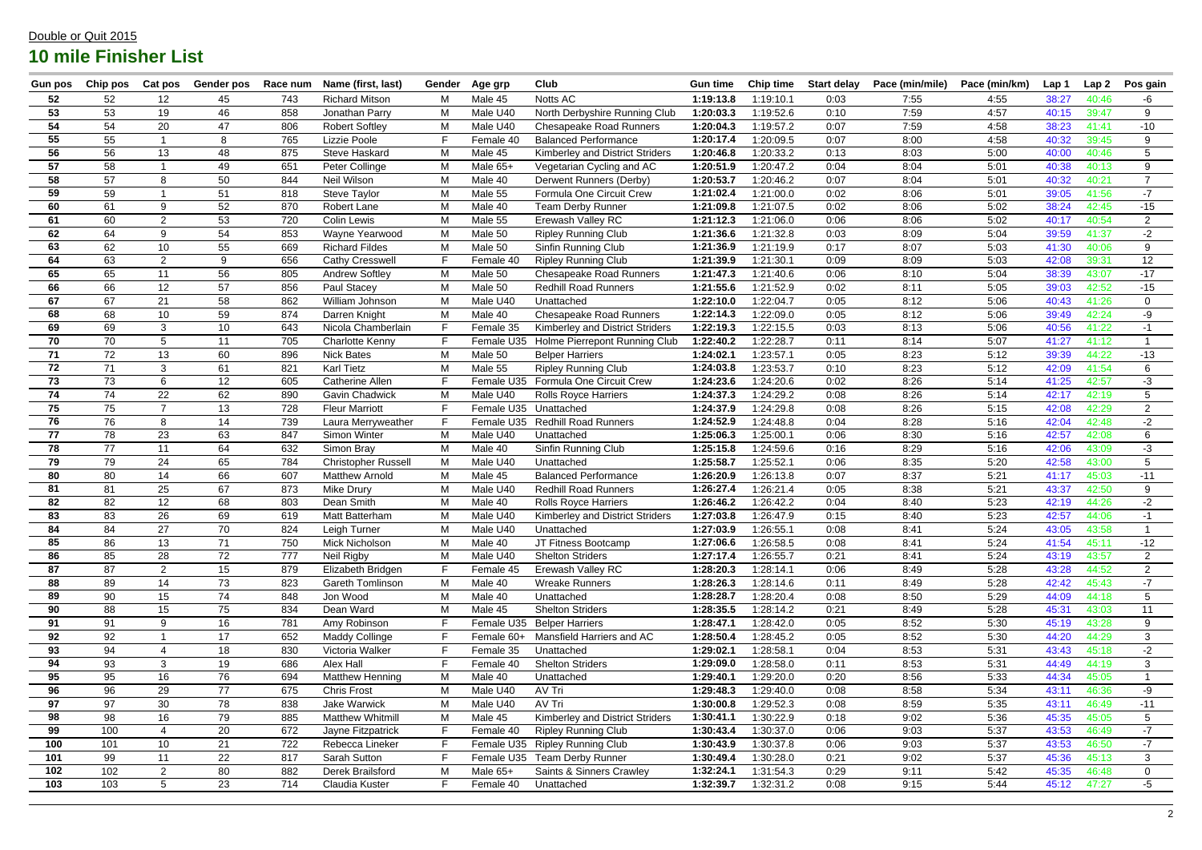Double or Quit 2015

## 10 mile Finisher List

| Gun pos | Chip pos | Cat pos | Gender pos | Race num | Name (first, last) | Gender | Age grp | Club | Gun time | Chip time | Start delay | Pace (min/mile) | Pace (min/km) | Lap 1 | Lap 2 | Pos gain |
|---|---|---|---|---|---|---|---|---|---|---|---|---|---|---|---|---|
| 52 | 52 | 12 | 45 | 743 | Richard Mitson | M | Male 45 | Notts AC | 1:19:13.8 | 1:19:10.1 | 0:03 | 7:55 | 4:55 | 38:27 | 40:46 | -6 |
| 53 | 53 | 19 | 46 | 858 | Jonathan Parry | M | Male U40 | North Derbyshire Running Club | 1:20:03.3 | 1:19:52.6 | 0:10 | 7:59 | 4:57 | 40:15 | 39:47 | 9 |
| 54 | 54 | 20 | 47 | 806 | Robert Softley | M | Male U40 | Chesapeake Road Runners | 1:20:04.3 | 1:19:57.2 | 0:07 | 7:59 | 4:58 | 38:23 | 41:41 | -10 |
| 55 | 55 | 1 | 8 | 765 | Lizzie Poole | F | Female 40 | Balanced Performance | 1:20:17.4 | 1:20:09.5 | 0:07 | 8:00 | 4:58 | 40:32 | 39:45 | 9 |
| 56 | 56 | 13 | 48 | 875 | Steve Haskard | M | Male 45 | Kimberley and District Striders | 1:20:46.8 | 1:20:33.2 | 0:13 | 8:03 | 5:00 | 40:00 | 40:46 | 5 |
| 57 | 58 | 1 | 49 | 651 | Peter Collinge | M | Male 65+ | Vegetarian Cycling and AC | 1:20:51.9 | 1:20:47.2 | 0:04 | 8:04 | 5:01 | 40:38 | 40:13 | 9 |
| 58 | 57 | 8 | 50 | 844 | Neil Wilson | M | Male 40 | Derwent Runners (Derby) | 1:20:53.7 | 1:20:46.2 | 0:07 | 8:04 | 5:01 | 40:32 | 40:21 | 7 |
| 59 | 59 | 1 | 51 | 818 | Steve Taylor | M | Male 55 | Formula One Circuit Crew | 1:21:02.4 | 1:21:00.0 | 0:02 | 8:06 | 5:01 | 39:05 | 41:56 | -7 |
| 60 | 61 | 9 | 52 | 870 | Robert Lane | M | Male 40 | Team Derby Runner | 1:21:09.8 | 1:21:07.5 | 0:02 | 8:06 | 5:02 | 38:24 | 42:45 | -15 |
| 61 | 60 | 2 | 53 | 720 | Colin Lewis | M | Male 55 | Erewash Valley RC | 1:21:12.3 | 1:21:06.0 | 0:06 | 8:06 | 5:02 | 40:17 | 40:54 | 2 |
| 62 | 64 | 9 | 54 | 853 | Wayne Yearwood | M | Male 50 | Ripley Running Club | 1:21:36.6 | 1:21:32.8 | 0:03 | 8:09 | 5:04 | 39:59 | 41:37 | -2 |
| 63 | 62 | 10 | 55 | 669 | Richard Fildes | M | Male 50 | Sinfin Running Club | 1:21:36.9 | 1:21:19.9 | 0:17 | 8:07 | 5:03 | 41:30 | 40:06 | 9 |
| 64 | 63 | 2 | 9 | 656 | Cathy Cresswell | F | Female 40 | Ripley Running Club | 1:21:39.9 | 1:21:30.1 | 0:09 | 8:09 | 5:03 | 42:08 | 39:31 | 12 |
| 65 | 65 | 11 | 56 | 805 | Andrew Softley | M | Male 50 | Chesapeake Road Runners | 1:21:47.3 | 1:21:40.6 | 0:06 | 8:10 | 5:04 | 38:39 | 43:07 | -17 |
| 66 | 66 | 12 | 57 | 856 | Paul Stacey | M | Male 50 | Redhill Road Runners | 1:21:55.6 | 1:21:52.9 | 0:02 | 8:11 | 5:05 | 39:03 | 42:52 | -15 |
| 67 | 67 | 21 | 58 | 862 | William Johnson | M | Male U40 | Unattached | 1:22:10.0 | 1:22:04.7 | 0:05 | 8:12 | 5:06 | 40:43 | 41:26 | 0 |
| 68 | 68 | 10 | 59 | 874 | Darren Knight | M | Male 40 | Chesapeake Road Runners | 1:22:14.3 | 1:22:09.0 | 0:05 | 8:12 | 5:06 | 39:49 | 42:24 | -9 |
| 69 | 69 | 3 | 10 | 643 | Nicola Chamberlain | F | Female 35 | Kimberley and District Striders | 1:22:19.3 | 1:22:15.5 | 0:03 | 8:13 | 5:06 | 40:56 | 41:22 | -1 |
| 70 | 70 | 5 | 11 | 705 | Charlotte Kenny | F | Female U35 | Holme Pierrepont Running Club | 1:22:40.2 | 1:22:28.7 | 0:11 | 8:14 | 5:07 | 41:27 | 41:12 | 1 |
| 71 | 72 | 13 | 60 | 896 | Nick Bates | M | Male 50 | Belper Harriers | 1:24:02.1 | 1:23:57.1 | 0:05 | 8:23 | 5:12 | 39:39 | 44:22 | -13 |
| 72 | 71 | 3 | 61 | 821 | Karl Tietz | M | Male 55 | Ripley Running Club | 1:24:03.8 | 1:23:53.7 | 0:10 | 8:23 | 5:12 | 42:09 | 41:54 | 6 |
| 73 | 73 | 6 | 12 | 605 | Catherine Allen | F | Female U35 | Formula One Circuit Crew | 1:24:23.6 | 1:24:20.6 | 0:02 | 8:26 | 5:14 | 41:25 | 42:57 | -3 |
| 74 | 74 | 22 | 62 | 890 | Gavin Chadwick | M | Male U40 | Rolls Royce Harriers | 1:24:37.3 | 1:24:29.2 | 0:08 | 8:26 | 5:14 | 42:17 | 42:19 | 5 |
| 75 | 75 | 7 | 13 | 728 | Fleur Marriott | F | Female U35 | Unattached | 1:24:37.9 | 1:24:29.8 | 0:08 | 8:26 | 5:15 | 42:08 | 42:29 | 2 |
| 76 | 76 | 8 | 14 | 739 | Laura Merryweather | F | Female U35 | Redhill Road Runners | 1:24:52.9 | 1:24:48.8 | 0:04 | 8:28 | 5:16 | 42:04 | 42:48 | -2 |
| 77 | 78 | 23 | 63 | 847 | Simon Winter | M | Male U40 | Unattached | 1:25:06.3 | 1:25:00.1 | 0:06 | 8:30 | 5:16 | 42:57 | 42:08 | 6 |
| 78 | 77 | 11 | 64 | 632 | Simon Bray | M | Male 40 | Sinfin Running Club | 1:25:15.8 | 1:24:59.6 | 0:16 | 8:29 | 5:16 | 42:06 | 43:09 | -3 |
| 79 | 79 | 24 | 65 | 784 | Christopher Russell | M | Male U40 | Unattached | 1:25:58.7 | 1:25:52.1 | 0:06 | 8:35 | 5:20 | 42:58 | 43:00 | 5 |
| 80 | 80 | 14 | 66 | 607 | Matthew Arnold | M | Male 45 | Balanced Performance | 1:26:20.9 | 1:26:13.8 | 0:07 | 8:37 | 5:21 | 41:17 | 45:03 | -11 |
| 81 | 81 | 25 | 67 | 873 | Mike Drury | M | Male U40 | Redhill Road Runners | 1:26:27.4 | 1:26:21.4 | 0:05 | 8:38 | 5:21 | 43:37 | 42:50 | 9 |
| 82 | 82 | 12 | 68 | 803 | Dean Smith | M | Male 40 | Rolls Royce Harriers | 1:26:46.2 | 1:26:42.2 | 0:04 | 8:40 | 5:23 | 42:19 | 44:26 | -2 |
| 83 | 83 | 26 | 69 | 619 | Matt Batterham | M | Male U40 | Kimberley and District Striders | 1:27:03.8 | 1:26:47.9 | 0:15 | 8:40 | 5:23 | 42:57 | 44:06 | -1 |
| 84 | 84 | 27 | 70 | 824 | Leigh Turner | M | Male U40 | Unattached | 1:27:03.9 | 1:26:55.1 | 0:08 | 8:41 | 5:24 | 43:05 | 43:58 | 1 |
| 85 | 86 | 13 | 71 | 750 | Mick Nicholson | M | Male 40 | JT Fitness Bootcamp | 1:27:06.6 | 1:26:58.5 | 0:08 | 8:41 | 5:24 | 41:54 | 45:11 | -12 |
| 86 | 85 | 28 | 72 | 777 | Neil Rigby | M | Male U40 | Shelton Striders | 1:27:17.4 | 1:26:55.7 | 0:21 | 8:41 | 5:24 | 43:19 | 43:57 | 2 |
| 87 | 87 | 2 | 15 | 879 | Elizabeth Bridgen | F | Female 45 | Erewash Valley RC | 1:28:20.3 | 1:28:14.1 | 0:06 | 8:49 | 5:28 | 43:28 | 44:52 | 2 |
| 88 | 89 | 14 | 73 | 823 | Gareth Tomlinson | M | Male 40 | Wreake Runners | 1:28:26.3 | 1:28:14.6 | 0:11 | 8:49 | 5:28 | 42:42 | 45:43 | -7 |
| 89 | 90 | 15 | 74 | 848 | Jon Wood | M | Male 40 | Unattached | 1:28:28.7 | 1:28:20.4 | 0:08 | 8:50 | 5:29 | 44:09 | 44:18 | 5 |
| 90 | 88 | 15 | 75 | 834 | Dean Ward | M | Male 45 | Shelton Striders | 1:28:35.5 | 1:28:14.2 | 0:21 | 8:49 | 5:28 | 45:31 | 43:03 | 11 |
| 91 | 91 | 9 | 16 | 781 | Amy Robinson | F | Female U35 | Belper Harriers | 1:28:47.1 | 1:28:42.0 | 0:05 | 8:52 | 5:30 | 45:19 | 43:28 | 9 |
| 92 | 92 | 1 | 17 | 652 | Maddy Collinge | F | Female 60+ | Mansfield Harriers and AC | 1:28:50.4 | 1:28:45.2 | 0:05 | 8:52 | 5:30 | 44:20 | 44:29 | 3 |
| 93 | 94 | 4 | 18 | 830 | Victoria Walker | F | Female 35 | Unattached | 1:29:02.1 | 1:28:58.1 | 0:04 | 8:53 | 5:31 | 43:43 | 45:18 | -2 |
| 94 | 93 | 3 | 19 | 686 | Alex Hall | F | Female 40 | Shelton Striders | 1:29:09.0 | 1:28:58.0 | 0:11 | 8:53 | 5:31 | 44:49 | 44:19 | 3 |
| 95 | 95 | 16 | 76 | 694 | Matthew Henning | M | Male 40 | Unattached | 1:29:40.1 | 1:29:20.0 | 0:20 | 8:56 | 5:33 | 44:34 | 45:05 | 1 |
| 96 | 96 | 29 | 77 | 675 | Chris Frost | M | Male U40 | AV Tri | 1:29:48.3 | 1:29:40.0 | 0:08 | 8:58 | 5:34 | 43:11 | 46:36 | -9 |
| 97 | 97 | 30 | 78 | 838 | Jake Warwick | M | Male U40 | AV Tri | 1:30:00.8 | 1:29:52.3 | 0:08 | 8:59 | 5:35 | 43:11 | 46:49 | -11 |
| 98 | 98 | 16 | 79 | 885 | Matthew Whitmill | M | Male 45 | Kimberley and District Striders | 1:30:41.1 | 1:30:22.9 | 0:18 | 9:02 | 5:36 | 45:35 | 45:05 | 5 |
| 99 | 100 | 4 | 20 | 672 | Jayne Fitzpatrick | F | Female 40 | Ripley Running Club | 1:30:43.4 | 1:30:37.0 | 0:06 | 9:03 | 5:37 | 43:53 | 46:49 | -7 |
| 100 | 101 | 10 | 21 | 722 | Rebecca Lineker | F | Female U35 | Ripley Running Club | 1:30:43.9 | 1:30:37.8 | 0:06 | 9:03 | 5:37 | 43:53 | 46:50 | -7 |
| 101 | 99 | 11 | 22 | 817 | Sarah Sutton | F | Female U35 | Team Derby Runner | 1:30:49.4 | 1:30:28.0 | 0:21 | 9:02 | 5:37 | 45:36 | 45:13 | 3 |
| 102 | 102 | 2 | 80 | 882 | Derek Brailsford | M | Male 65+ | Saints & Sinners Crawley | 1:32:24.1 | 1:31:54.3 | 0:29 | 9:11 | 5:42 | 45:35 | 46:48 | 0 |
| 103 | 103 | 5 | 23 | 714 | Claudia Kuster | F | Female 40 | Unattached | 1:32:39.7 | 1:32:31.2 | 0:08 | 9:15 | 5:44 | 45:12 | 47:27 | -5 |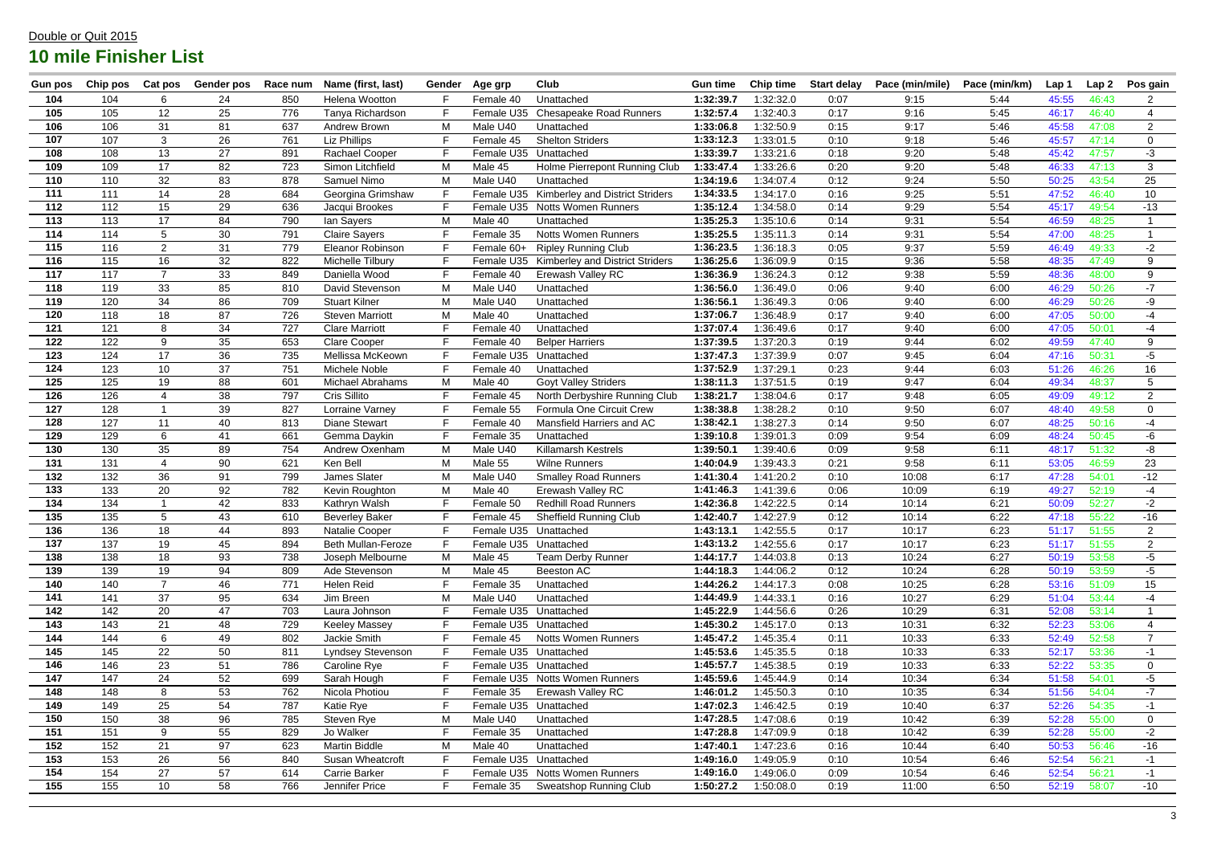Double or Quit 2015

# 10 mile Finisher List

| Gun pos | Chip pos | Cat pos | Gender pos | Race num | Name (first, last) | Gender | Age grp | Club | Gun time | Chip time | Start delay | Pace (min/mile) | Pace (min/km) | Lap 1 | Lap 2 | Pos gain |
|---|---|---|---|---|---|---|---|---|---|---|---|---|---|---|---|---|
| 104 | 104 | 6 | 24 | 850 | Helena Wootton | F | Female 40 | Unattached | 1:32:39.7 | 1:32:32.0 | 0:07 | 9:15 | 5:44 | 45:55 | 46:43 | 2 |
| 105 | 105 | 12 | 25 | 776 | Tanya Richardson | F | Female U35 | Chesapeake Road Runners | 1:32:57.4 | 1:32:40.3 | 0:17 | 9:16 | 5:45 | 46:17 | 46:40 | 4 |
| 106 | 106 | 31 | 81 | 637 | Andrew Brown | M | Male U40 | Unattached | 1:33:06.8 | 1:32:50.9 | 0:15 | 9:17 | 5:46 | 45:58 | 47:08 | 2 |
| 107 | 107 | 3 | 26 | 761 | Liz Phillips | F | Female 45 | Shelton Striders | 1:33:12.3 | 1:33:01.5 | 0:10 | 9:18 | 5:46 | 45:57 | 47:14 | 0 |
| 108 | 108 | 13 | 27 | 891 | Rachael Cooper | F | Female U35 | Unattached | 1:33:39.7 | 1:33:21.6 | 0:18 | 9:20 | 5:48 | 45:42 | 47:57 | -3 |
| 109 | 109 | 17 | 82 | 723 | Simon Litchfield | M | Male 45 | Holme Pierrepont Running Club | 1:33:47.4 | 1:33:26.6 | 0:20 | 9:20 | 5:48 | 46:33 | 47:13 | 3 |
| 110 | 110 | 32 | 83 | 878 | Samuel Nimo | M | Male U40 | Unattached | 1:34:19.6 | 1:34:07.4 | 0:12 | 9:24 | 5:50 | 50:25 | 43:54 | 25 |
| 111 | 111 | 14 | 28 | 684 | Georgina Grimshaw | F | Female U35 | Kimberley and District Striders | 1:34:33.5 | 1:34:17.0 | 0:16 | 9:25 | 5:51 | 47:52 | 46:40 | 10 |
| 112 | 112 | 15 | 29 | 636 | Jacqui Brookes | F | Female U35 | Notts Women Runners | 1:35:12.4 | 1:34:58.0 | 0:14 | 9:29 | 5:54 | 45:17 | 49:54 | -13 |
| 113 | 113 | 17 | 84 | 790 | Ian Sayers | M | Male 40 | Unattached | 1:35:25.3 | 1:35:10.6 | 0:14 | 9:31 | 5:54 | 46:59 | 48:25 | 1 |
| 114 | 114 | 5 | 30 | 791 | Claire Sayers | F | Female 35 | Notts Women Runners | 1:35:25.5 | 1:35:11.3 | 0:14 | 9:31 | 5:54 | 47:00 | 48:25 | 1 |
| 115 | 116 | 2 | 31 | 779 | Eleanor Robinson | F | Female 60+ | Ripley Running Club | 1:36:23.5 | 1:36:18.3 | 0:05 | 9:37 | 5:59 | 46:49 | 49:33 | -2 |
| 116 | 115 | 16 | 32 | 822 | Michelle Tilbury | F | Female U35 | Kimberley and District Striders | 1:36:25.6 | 1:36:09.9 | 0:15 | 9:36 | 5:58 | 48:35 | 47:49 | 9 |
| 117 | 117 | 7 | 33 | 849 | Daniella Wood | F | Female 40 | Erewash Valley RC | 1:36:36.9 | 1:36:24.3 | 0:12 | 9:38 | 5:59 | 48:36 | 48:00 | 9 |
| 118 | 119 | 33 | 85 | 810 | David Stevenson | M | Male U40 | Unattached | 1:36:56.0 | 1:36:49.0 | 0:06 | 9:40 | 6:00 | 46:29 | 50:26 | -7 |
| 119 | 120 | 34 | 86 | 709 | Stuart Kilner | M | Male U40 | Unattached | 1:36:56.1 | 1:36:49.3 | 0:06 | 9:40 | 6:00 | 46:29 | 50:26 | -9 |
| 120 | 118 | 18 | 87 | 726 | Steven Marriott | M | Male 40 | Unattached | 1:37:06.7 | 1:36:48.9 | 0:17 | 9:40 | 6:00 | 47:05 | 50:00 | -4 |
| 121 | 121 | 8 | 34 | 727 | Clare Marriott | F | Female 40 | Unattached | 1:37:07.4 | 1:36:49.6 | 0:17 | 9:40 | 6:00 | 47:05 | 50:01 | -4 |
| 122 | 122 | 9 | 35 | 653 | Clare Cooper | F | Female 40 | Belper Harriers | 1:37:39.5 | 1:37:20.3 | 0:19 | 9:44 | 6:02 | 49:59 | 47:40 | 9 |
| 123 | 124 | 17 | 36 | 735 | Mellissa McKeown | F | Female U35 | Unattached | 1:37:47.3 | 1:37:39.9 | 0:07 | 9:45 | 6:04 | 47:16 | 50:31 | -5 |
| 124 | 123 | 10 | 37 | 751 | Michele Noble | F | Female 40 | Unattached | 1:37:52.9 | 1:37:29.1 | 0:23 | 9:44 | 6:03 | 51:26 | 46:26 | 16 |
| 125 | 125 | 19 | 88 | 601 | Michael Abrahams | M | Male 40 | Goyt Valley Striders | 1:38:11.3 | 1:37:51.5 | 0:19 | 9:47 | 6:04 | 49:34 | 48:37 | 5 |
| 126 | 126 | 4 | 38 | 797 | Cris Sillito | F | Female 45 | North Derbyshire Running Club | 1:38:21.7 | 1:38:04.6 | 0:17 | 9:48 | 6:05 | 49:09 | 49:12 | 2 |
| 127 | 128 | 1 | 39 | 827 | Lorraine Varney | F | Female 55 | Formula One Circuit Crew | 1:38:38.8 | 1:38:28.2 | 0:10 | 9:50 | 6:07 | 48:40 | 49:58 | 0 |
| 128 | 127 | 11 | 40 | 813 | Diane Stewart | F | Female 40 | Mansfield Harriers and AC | 1:38:42.1 | 1:38:27.3 | 0:14 | 9:50 | 6:07 | 48:25 | 50:16 | -4 |
| 129 | 129 | 6 | 41 | 661 | Gemma Daykin | F | Female 35 | Unattached | 1:39:10.8 | 1:39:01.3 | 0:09 | 9:54 | 6:09 | 48:24 | 50:45 | -6 |
| 130 | 130 | 35 | 89 | 754 | Andrew Oxenham | M | Male U40 | Killamarsh Kestrels | 1:39:50.1 | 1:39:40.6 | 0:09 | 9:58 | 6:11 | 48:17 | 51:32 | -8 |
| 131 | 131 | 4 | 90 | 621 | Ken Bell | M | Male 55 | Wilne Runners | 1:40:04.9 | 1:39:43.3 | 0:21 | 9:58 | 6:11 | 53:05 | 46:59 | 23 |
| 132 | 132 | 36 | 91 | 799 | James Slater | M | Male U40 | Smalley Road Runners | 1:41:30.4 | 1:41:20.2 | 0:10 | 10:08 | 6:17 | 47:28 | 54:01 | -12 |
| 133 | 133 | 20 | 92 | 782 | Kevin Roughton | M | Male 40 | Erewash Valley RC | 1:41:46.3 | 1:41:39.6 | 0:06 | 10:09 | 6:19 | 49:27 | 52:19 | -4 |
| 134 | 134 | 1 | 42 | 833 | Kathryn Walsh | F | Female 50 | Redhill Road Runners | 1:42:36.8 | 1:42:22.5 | 0:14 | 10:14 | 6:21 | 50:09 | 52:27 | -2 |
| 135 | 135 | 5 | 43 | 610 | Beverley Baker | F | Female 45 | Sheffield Running Club | 1:42:40.7 | 1:42:27.9 | 0:12 | 10:14 | 6:22 | 47:18 | 55:22 | -16 |
| 136 | 136 | 18 | 44 | 893 | Natalie Cooper | F | Female U35 | Unattached | 1:43:13.1 | 1:42:55.5 | 0:17 | 10:17 | 6:23 | 51:17 | 51:55 | 2 |
| 137 | 137 | 19 | 45 | 894 | Beth Mullan-Feroze | F | Female U35 | Unattached | 1:43:13.2 | 1:42:55.6 | 0:17 | 10:17 | 6:23 | 51:17 | 51:55 | 2 |
| 138 | 138 | 18 | 93 | 738 | Joseph Melbourne | M | Male 45 | Team Derby Runner | 1:44:17.7 | 1:44:03.8 | 0:13 | 10:24 | 6:27 | 50:19 | 53:58 | -5 |
| 139 | 139 | 19 | 94 | 809 | Ade Stevenson | M | Male 45 | Beeston AC | 1:44:18.3 | 1:44:06.2 | 0:12 | 10:24 | 6:28 | 50:19 | 53:59 | -5 |
| 140 | 140 | 7 | 46 | 771 | Helen Reid | F | Female 35 | Unattached | 1:44:26.2 | 1:44:17.3 | 0:08 | 10:25 | 6:28 | 53:16 | 51:09 | 15 |
| 141 | 141 | 37 | 95 | 634 | Jim Breen | M | Male U40 | Unattached | 1:44:49.9 | 1:44:33.1 | 0:16 | 10:27 | 6:29 | 51:04 | 53:44 | -4 |
| 142 | 142 | 20 | 47 | 703 | Laura Johnson | F | Female U35 | Unattached | 1:45:22.9 | 1:44:56.6 | 0:26 | 10:29 | 6:31 | 52:08 | 53:14 | 1 |
| 143 | 143 | 21 | 48 | 729 | Keeley Massey | F | Female U35 | Unattached | 1:45:30.2 | 1:45:17.0 | 0:13 | 10:31 | 6:32 | 52:23 | 53:06 | 4 |
| 144 | 144 | 6 | 49 | 802 | Jackie Smith | F | Female 45 | Notts Women Runners | 1:45:47.2 | 1:45:35.4 | 0:11 | 10:33 | 6:33 | 52:49 | 52:58 | 7 |
| 145 | 145 | 22 | 50 | 811 | Lyndsey Stevenson | F | Female U35 | Unattached | 1:45:53.6 | 1:45:35.5 | 0:18 | 10:33 | 6:33 | 52:17 | 53:36 | -1 |
| 146 | 146 | 23 | 51 | 786 | Caroline Rye | F | Female U35 | Unattached | 1:45:57.7 | 1:45:38.5 | 0:19 | 10:33 | 6:33 | 52:22 | 53:35 | 0 |
| 147 | 147 | 24 | 52 | 699 | Sarah Hough | F | Female U35 | Notts Women Runners | 1:45:59.6 | 1:45:44.9 | 0:14 | 10:34 | 6:34 | 51:58 | 54:01 | -5 |
| 148 | 148 | 8 | 53 | 762 | Nicola Photiou | F | Female 35 | Erewash Valley RC | 1:46:01.2 | 1:45:50.3 | 0:10 | 10:35 | 6:34 | 51:56 | 54:04 | -7 |
| 149 | 149 | 25 | 54 | 787 | Katie Rye | F | Female U35 | Unattached | 1:47:02.3 | 1:46:42.5 | 0:19 | 10:40 | 6:37 | 52:26 | 54:35 | -1 |
| 150 | 150 | 38 | 96 | 785 | Steven Rye | M | Male U40 | Unattached | 1:47:28.5 | 1:47:08.6 | 0:19 | 10:42 | 6:39 | 52:28 | 55:00 | 0 |
| 151 | 151 | 9 | 55 | 829 | Jo Walker | F | Female 35 | Unattached | 1:47:28.8 | 1:47:09.9 | 0:18 | 10:42 | 6:39 | 52:28 | 55:00 | -2 |
| 152 | 152 | 21 | 97 | 623 | Martin Biddle | M | Male 40 | Unattached | 1:47:40.1 | 1:47:23.6 | 0:16 | 10:44 | 6:40 | 50:53 | 56:46 | -16 |
| 153 | 153 | 26 | 56 | 840 | Susan Wheatcroft | F | Female U35 | Unattached | 1:49:16.0 | 1:49:05.9 | 0:10 | 10:54 | 6:46 | 52:54 | 56:21 | -1 |
| 154 | 154 | 27 | 57 | 614 | Carrie Barker | F | Female U35 | Notts Women Runners | 1:49:16.0 | 1:49:06.0 | 0:09 | 10:54 | 6:46 | 52:54 | 56:21 | -1 |
| 155 | 155 | 10 | 58 | 766 | Jennifer Price | F | Female 35 | Sweatshop Running Club | 1:50:27.2 | 1:50:08.0 | 0:19 | 11:00 | 6:50 | 52:19 | 58:07 | -10 |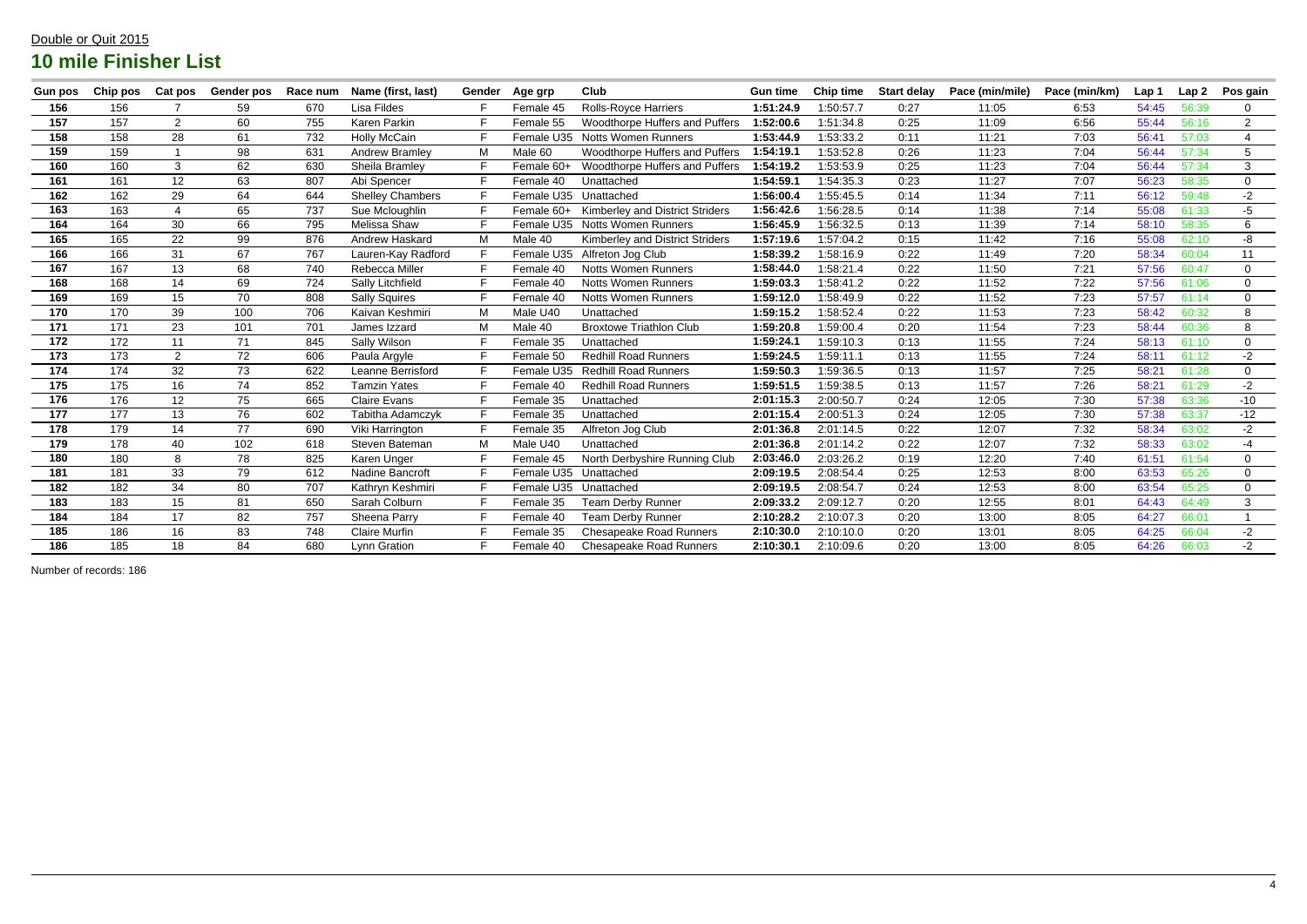Double or Quit 2015

## 10 mile Finisher List

| Gun pos | Chip pos | Cat pos | Gender pos | Race num | Name (first, last) | Gender | Age grp | Club | Gun time | Chip time | Start delay | Pace (min/mile) | Pace (min/km) | Lap 1 | Lap 2 | Pos gain |
|---|---|---|---|---|---|---|---|---|---|---|---|---|---|---|---|---|
| 156 | 156 | 7 | 59 | 670 | Lisa Fildes | F | Female 45 | Rolls-Royce Harriers | 1:51:24.9 | 1:50:57.7 | 0:27 | 11:05 | 6:53 | 54:45 | 56:39 | 0 |
| 157 | 157 | 2 | 60 | 755 | Karen Parkin | F | Female 55 | Woodthorpe Huffers and Puffers | 1:52:00.6 | 1:51:34.8 | 0:25 | 11:09 | 6:56 | 55:44 | 56:16 | 2 |
| 158 | 158 | 28 | 61 | 732 | Holly McCain | F | Female U35 | Notts Women Runners | 1:53:44.9 | 1:53:33.2 | 0:11 | 11:21 | 7:03 | 56:41 | 57:03 | 4 |
| 159 | 159 | 1 | 98 | 631 | Andrew Bramley | M | Male 60 | Woodthorpe Huffers and Puffers | 1:54:19.1 | 1:53:52.8 | 0:26 | 11:23 | 7:04 | 56:44 | 57:34 | 5 |
| 160 | 160 | 3 | 62 | 630 | Sheila Bramley | F | Female 60+ | Woodthorpe Huffers and Puffers | 1:54:19.2 | 1:53:53.9 | 0:25 | 11:23 | 7:04 | 56:44 | 57:34 | 3 |
| 161 | 161 | 12 | 63 | 807 | Abi Spencer | F | Female 40 | Unattached | 1:54:59.1 | 1:54:35.3 | 0:23 | 11:27 | 7:07 | 56:23 | 58:35 | 0 |
| 162 | 162 | 29 | 64 | 644 | Shelley Chambers | F | Female U35 | Unattached | 1:56:00.4 | 1:55:45.5 | 0:14 | 11:34 | 7:11 | 56:12 | 59:48 | -2 |
| 163 | 163 | 4 | 65 | 737 | Sue Mcloughlin | F | Female 60+ | Kimberley and District Striders | 1:56:42.6 | 1:56:28.5 | 0:14 | 11:38 | 7:14 | 55:08 | 61:33 | -5 |
| 164 | 164 | 30 | 66 | 795 | Melissa Shaw | F | Female U35 | Notts Women Runners | 1:56:45.9 | 1:56:32.5 | 0:13 | 11:39 | 7:14 | 58:10 | 58:35 | 6 |
| 165 | 165 | 22 | 99 | 876 | Andrew Haskard | M | Male 40 | Kimberley and District Striders | 1:57:19.6 | 1:57:04.2 | 0:15 | 11:42 | 7:16 | 55:08 | 62:10 | -8 |
| 166 | 166 | 31 | 67 | 767 | Lauren-Kay Radford | F | Female U35 | Alfreton Jog Club | 1:58:39.2 | 1:58:16.9 | 0:22 | 11:49 | 7:20 | 58:34 | 60:04 | 11 |
| 167 | 167 | 13 | 68 | 740 | Rebecca Miller | F | Female 40 | Notts Women Runners | 1:58:44.0 | 1:58:21.4 | 0:22 | 11:50 | 7:21 | 57:56 | 60:47 | 0 |
| 168 | 168 | 14 | 69 | 724 | Sally Litchfield | F | Female 40 | Notts Women Runners | 1:59:03.3 | 1:58:41.2 | 0:22 | 11:52 | 7:22 | 57:56 | 61:06 | 0 |
| 169 | 169 | 15 | 70 | 808 | Sally Squires | F | Female 40 | Notts Women Runners | 1:59:12.0 | 1:58:49.9 | 0:22 | 11:52 | 7:23 | 57:57 | 61:14 | 0 |
| 170 | 170 | 39 | 100 | 706 | Kaivan Keshmiri | M | Male U40 | Unattached | 1:59:15.2 | 1:58:52.4 | 0:22 | 11:53 | 7:23 | 58:42 | 60:32 | 8 |
| 171 | 171 | 23 | 101 | 701 | James Izzard | M | Male 40 | Broxtowe Triathlon Club | 1:59:20.8 | 1:59:00.4 | 0:20 | 11:54 | 7:23 | 58:44 | 60:36 | 8 |
| 172 | 172 | 11 | 71 | 845 | Sally Wilson | F | Female 35 | Unattached | 1:59:24.1 | 1:59:10.3 | 0:13 | 11:55 | 7:24 | 58:13 | 61:10 | 0 |
| 173 | 173 | 2 | 72 | 606 | Paula Argyle | F | Female 50 | Redhill Road Runners | 1:59:24.5 | 1:59:11.1 | 0:13 | 11:55 | 7:24 | 58:11 | 61:12 | -2 |
| 174 | 174 | 32 | 73 | 622 | Leanne Berrisford | F | Female U35 | Redhill Road Runners | 1:59:50.3 | 1:59:36.5 | 0:13 | 11:57 | 7:25 | 58:21 | 61:28 | 0 |
| 175 | 175 | 16 | 74 | 852 | Tamzin Yates | F | Female 40 | Redhill Road Runners | 1:59:51.5 | 1:59:38.5 | 0:13 | 11:57 | 7:26 | 58:21 | 61:29 | -2 |
| 176 | 176 | 12 | 75 | 665 | Claire Evans | F | Female 35 | Unattached | 2:01:15.3 | 2:00:50.7 | 0:24 | 12:05 | 7:30 | 57:38 | 63:36 | -10 |
| 177 | 177 | 13 | 76 | 602 | Tabitha Adamczyk | F | Female 35 | Unattached | 2:01:15.4 | 2:00:51.3 | 0:24 | 12:05 | 7:30 | 57:38 | 63:37 | -12 |
| 178 | 179 | 14 | 77 | 690 | Viki Harrington | F | Female 35 | Alfreton Jog Club | 2:01:36.8 | 2:01:14.5 | 0:22 | 12:07 | 7:32 | 58:34 | 63:02 | -2 |
| 179 | 178 | 40 | 102 | 618 | Steven Bateman | M | Male U40 | Unattached | 2:01:36.8 | 2:01:14.2 | 0:22 | 12:07 | 7:32 | 58:33 | 63:02 | -4 |
| 180 | 180 | 8 | 78 | 825 | Karen Unger | F | Female 45 | North Derbyshire Running Club | 2:03:46.0 | 2:03:26.2 | 0:19 | 12:20 | 7:40 | 61:51 | 61:54 | 0 |
| 181 | 181 | 33 | 79 | 612 | Nadine Bancroft | F | Female U35 | Unattached | 2:09:19.5 | 2:08:54.4 | 0:25 | 12:53 | 8:00 | 63:53 | 65:26 | 0 |
| 182 | 182 | 34 | 80 | 707 | Kathryn Keshmiri | F | Female U35 | Unattached | 2:09:19.5 | 2:08:54.7 | 0:24 | 12:53 | 8:00 | 63:54 | 65:25 | 0 |
| 183 | 183 | 15 | 81 | 650 | Sarah Colburn | F | Female 35 | Team Derby Runner | 2:09:33.2 | 2:09:12.7 | 0:20 | 12:55 | 8:01 | 64:43 | 64:49 | 3 |
| 184 | 184 | 17 | 82 | 757 | Sheena Parry | F | Female 40 | Team Derby Runner | 2:10:28.2 | 2:10:07.3 | 0:20 | 13:00 | 8:05 | 64:27 | 66:01 | 1 |
| 185 | 186 | 16 | 83 | 748 | Claire Murfin | F | Female 35 | Chesapeake Road Runners | 2:10:30.0 | 2:10:10.0 | 0:20 | 13:01 | 8:05 | 64:25 | 66:04 | -2 |
| 186 | 185 | 18 | 84 | 680 | Lynn Gration | F | Female 40 | Chesapeake Road Runners | 2:10:30.1 | 2:10:09.6 | 0:20 | 13:00 | 8:05 | 64:26 | 66:03 | -2 |

Number of records: 186